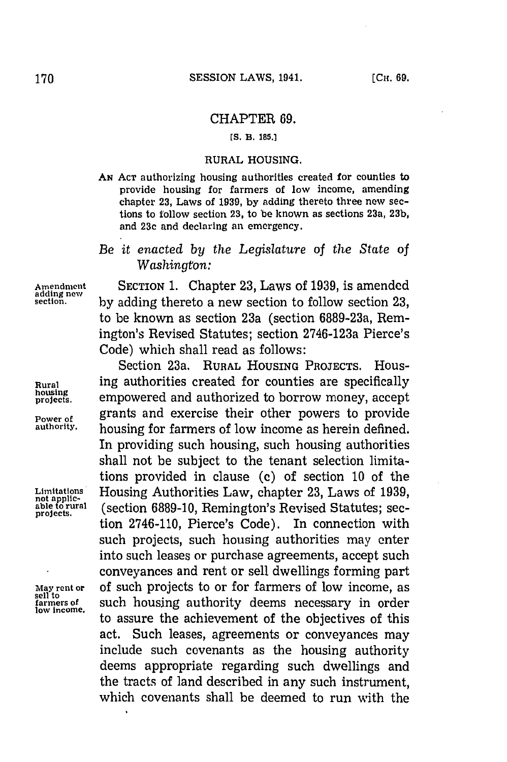# CHAPTER 69.

[S. B. 185.]

## RURAL HOUSING.

AN ACT authorizing housing authorities created for counties to provide housing for farmers of low income, amending chapter 23, Laws of 1939, by adding thereto three new sections to follow section 23, to be known as sections 23a, 23b, and 23c and declaring an emergency.

*Be it enacted by the Legislature of the State of Washington:*

Amendment adding new section.

SECTION 1. Chapter 23, Laws of 1939, is amended by adding thereto a new section to follow section 23, to be known as section 23a (section 6889-23a, Remington's Revised Statutes; section 2746-123a Pierce's Code) which shall read as follows:

Rural housing projects.

Power of authority.

Section 23a. RURAL HOUSING PROJECTS. Housing authorities created for counties are specifically empowered and authorized to borrow money, accept grants and exercise their other powers to provide housing for farmers of low income as herein defined. In providing such housing, such housing authorities shall not be subject to the tenant selection limitations provided in clause (c) of section 10 of the Housing Authorities Law, chapter 23, Laws of 1939, (section 6889-10, Remington's Revised Statutes; section 2746-110, Pierce's Code). In connection with such projects, such housing authorities may enter into such leases or purchase agreements, accept such conveyances and rent or sell dwellings forming part of such projects to or for farmers of low income, as such housing authority deems necessary in order to assure the achievement of the objectives of this act. Such leases, agreements or conveyances may include such covenants as the housing authority deems appropriate regarding such dwellings and the tracts of land described in any such instrument, which covenants shall be deemed to run with the

Limitations not applicable to rural projects.

May rent or sell to farmers of low income.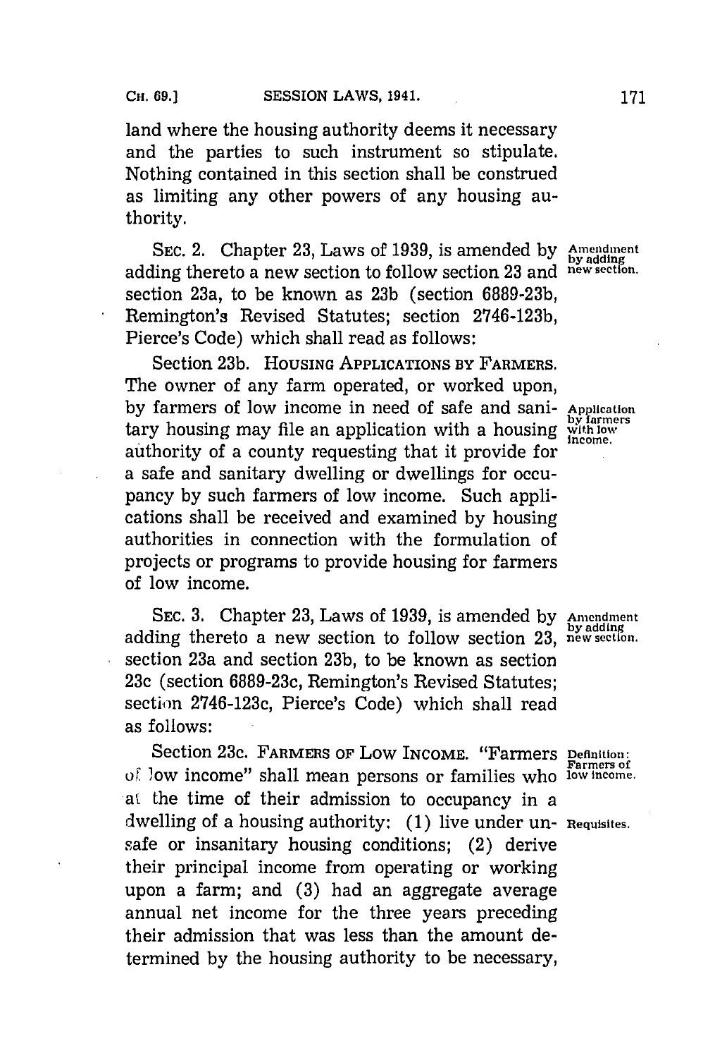land where the housing authority deems it necessary and the parties to such instrument so stipulate. Nothing contained in this section shall be construed as limiting any other powers of any housing authority.

SEC. 2. Chapter 23, Laws of 1939, is amended by adding thereto a new section to follow section 23 and section 23a, to be known as 23b (section 6889-23b, Remington's Revised Statutes; section 2746-123b, Pierce's Code) which shall read as follows:

*Amendment by adding new section.*

Section 23b. HOUSING APPLICATIONS BY FARMERS. The owner of any farm operated, or worked upon, by farmers of low income in need of safe and sanitary housing may file an application with a housing authority of a county requesting that it provide for a safe and sanitary dwelling or dwellings for occupancy by such farmers of low income. Such applications shall be received and examined by housing authorities in connection with the formulation of projects or programs to provide housing for farmers of low income.

*Application by farmers with low income.*

SEC. 3. Chapter 23, Laws of 1939, is amended by adding thereto a new section to follow section 23, section 23a and section 23b, to be known as section 23c (section 6889-23c, Remington's Revised Statutes; section 2746-123c, Pierce's Code) which shall read as follows:

*Amendment by adding new section.*

Section 23c. FARMERS OF LOW INCOME. "Farmers of low income" shall mean persons or families who at the time of their admission to occupancy in a dwelling of a housing authority: (1) live under unsafe or insanitary housing conditions; (2) derive their principal income from operating or working upon a farm; and (3) had an aggregate average annual net income for the three years preceding their admission that was less than the amount determined by the housing authority to be necessary,

*Definition: Farmers of low income.*

*Requisites.*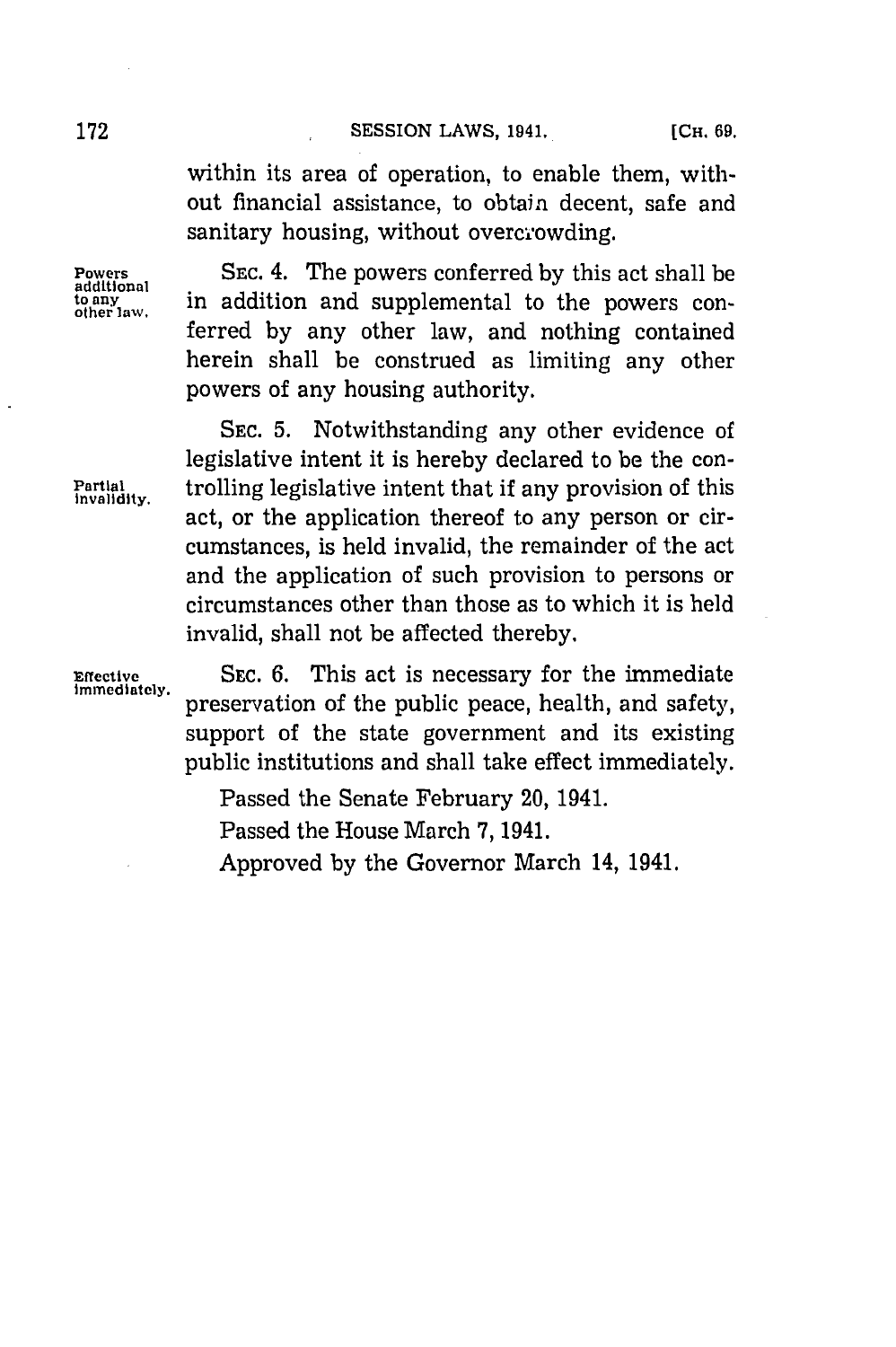within its area of operation, to enable them, without financial assistance, to obtain decent, safe and sanitary housing, without overcrowding.

**Powers additional to any other law.** SEC. 4. The powers conferred by this act shall be in addition and supplemental to the powers conferred by any other law, and nothing contained herein shall be construed as limiting any other powers of any housing authority.

**Partial invalidity.** SEC. 5. Notwithstanding any other evidence of legislative intent it is hereby declared to be the controlling legislative intent that if any provision of this act, or the application thereof to any person or circumstances, is held invalid, the remainder of the act and the application of such provision to persons or circumstances other than those as to which it is held invalid, shall not be affected thereby.

**Effective immediately.** SEC. 6. This act is necessary for the immediate preservation of the public peace, health, and safety, support of the state government and its existing public institutions and shall take effect immediately.

Passed the Senate February 20, 1941.

Passed the House March 7, 1941.

Approved by the Governor March 14, 1941.